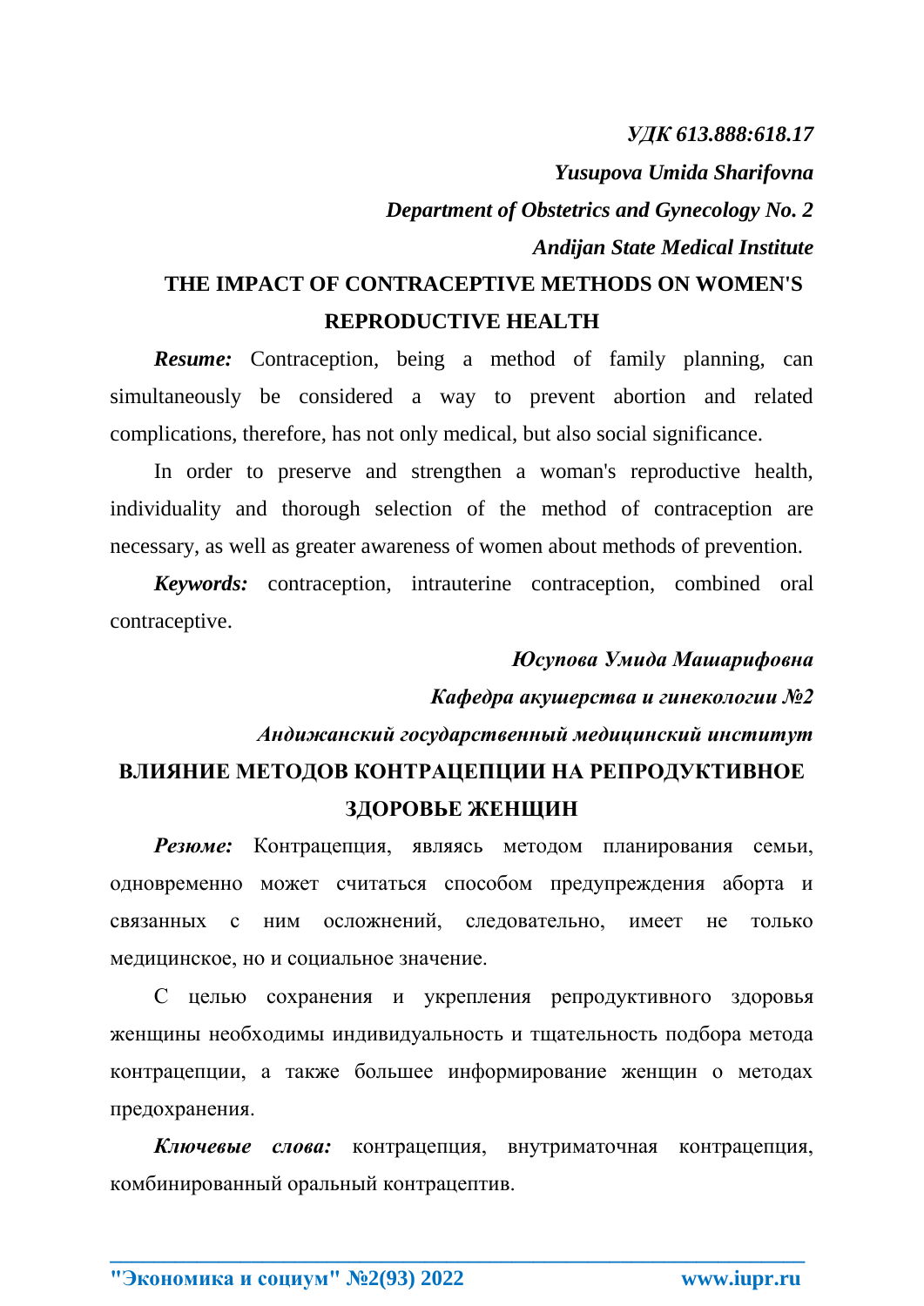*УДК 613.888:618.17*

***Yusupova Umida Sharifovna***

***Department of Obstetrics and Gynecology No. 2***

***Andijan State Medical Institute***

# THE IMPACT OF CONTRACEPTIVE METHODS ON WOMEN'S REPRODUCTIVE HEALTH

***Resume:*** Contraception, being a method of family planning, can simultaneously be considered a way to prevent abortion and related complications, therefore, has not only medical, but also social significance.

In order to preserve and strengthen a woman's reproductive health, individuality and thorough selection of the method of contraception are necessary, as well as greater awareness of women about methods of prevention.

***Keywords:*** contraception, intrauterine contraception, combined oral contraceptive.

***Юсупова Умида Машарифовна***

***Кафедра акушерства и гинекологии №2***

***Андижанский государственный медицинский институт***

# ВЛИЯНИЕ МЕТОДОВ КОНТРАЦЕПЦИИ НА РЕПРОДУКТИВНОЕ ЗДОРОВЬЕ ЖЕНЩИН

***Резюме:*** Контрацепция, являясь методом планирования семьи, одновременно может считаться способом предупреждения аборта и связанных с ним осложнений, следовательно, имеет не только медицинское, но и социальное значение.

С целью сохранения и укрепления репродуктивного здоровья женщины необходимы индивидуальность и тщательность подбора метода контрацепции, а также большее информирование женщин о методах предохранения.

***Ключевые слова:*** контрацепция, внутриматочная контрацепция, комбинированный оральный контрацептив.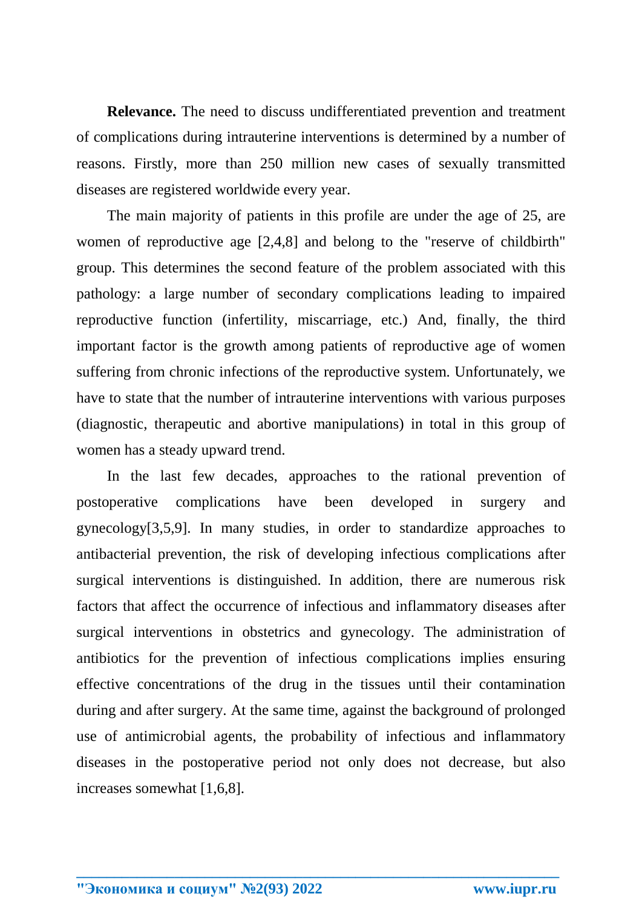**Relevance.** The need to discuss undifferentiated prevention and treatment of complications during intrauterine interventions is determined by a number of reasons. Firstly, more than 250 million new cases of sexually transmitted diseases are registered worldwide every year.

The main majority of patients in this profile are under the age of 25, are women of reproductive age [2,4,8] and belong to the "reserve of childbirth" group. This determines the second feature of the problem associated with this pathology: a large number of secondary complications leading to impaired reproductive function (infertility, miscarriage, etc.) And, finally, the third important factor is the growth among patients of reproductive age of women suffering from chronic infections of the reproductive system. Unfortunately, we have to state that the number of intrauterine interventions with various purposes (diagnostic, therapeutic and abortive manipulations) in total in this group of women has a steady upward trend.

In the last few decades, approaches to the rational prevention of postoperative complications have been developed in surgery and gynecology[3,5,9]. In many studies, in order to standardize approaches to antibacterial prevention, the risk of developing infectious complications after surgical interventions is distinguished. In addition, there are numerous risk factors that affect the occurrence of infectious and inflammatory diseases after surgical interventions in obstetrics and gynecology. The administration of antibiotics for the prevention of infectious complications implies ensuring effective concentrations of the drug in the tissues until their contamination during and after surgery. At the same time, against the background of prolonged use of antimicrobial agents, the probability of infectious and inflammatory diseases in the postoperative period not only does not decrease, but also increases somewhat [1,6,8].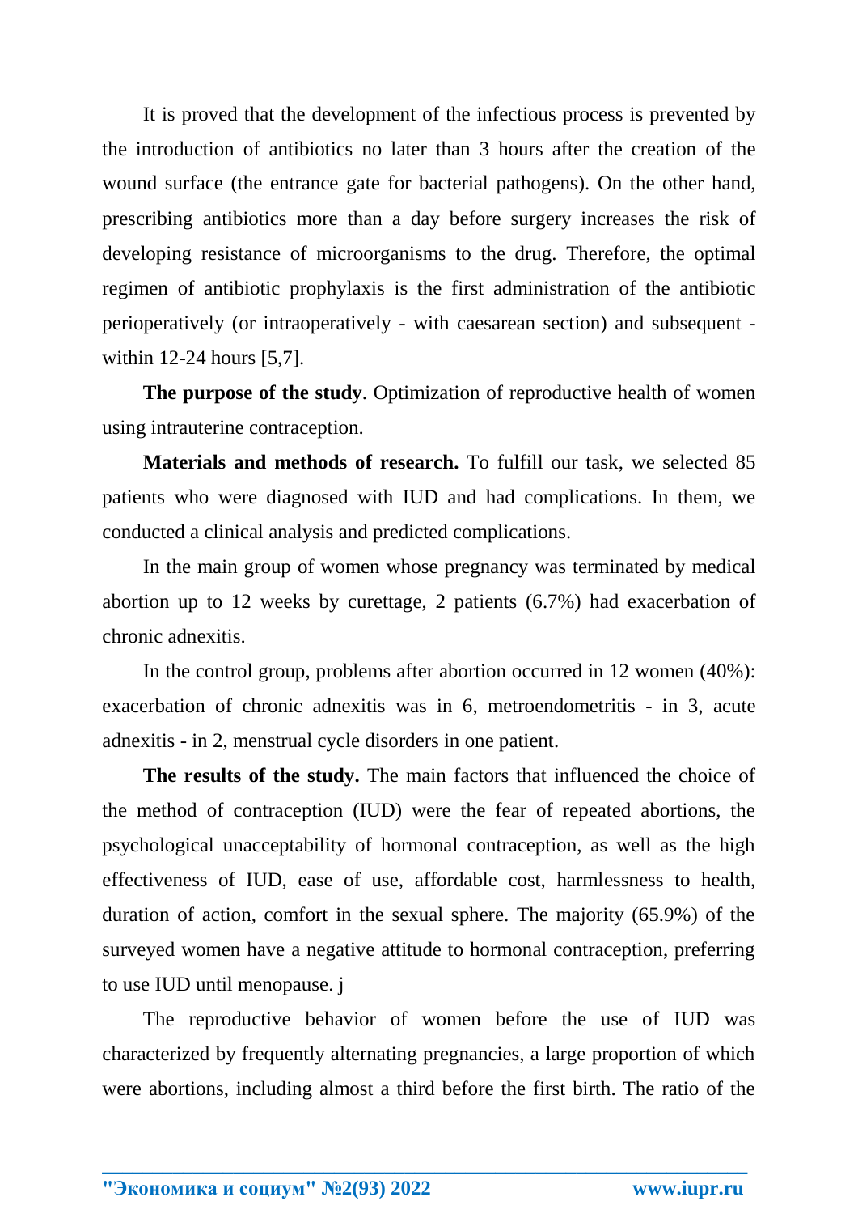It is proved that the development of the infectious process is prevented by the introduction of antibiotics no later than 3 hours after the creation of the wound surface (the entrance gate for bacterial pathogens). On the other hand, prescribing antibiotics more than a day before surgery increases the risk of developing resistance of microorganisms to the drug. Therefore, the optimal regimen of antibiotic prophylaxis is the first administration of the antibiotic perioperatively (or intraoperatively - with caesarean section) and subsequent - within 12-24 hours [5,7].

**The purpose of the study**. Optimization of reproductive health of women using intrauterine contraception.

**Materials and methods of research.** To fulfill our task, we selected 85 patients who were diagnosed with IUD and had complications. In them, we conducted a clinical analysis and predicted complications.

In the main group of women whose pregnancy was terminated by medical abortion up to 12 weeks by curettage, 2 patients (6.7%) had exacerbation of chronic adnexitis.

In the control group, problems after abortion occurred in 12 women (40%): exacerbation of chronic adnexitis was in 6, metroendometritis - in 3, acute adnexitis - in 2, menstrual cycle disorders in one patient.

**The results of the study.** The main factors that influenced the choice of the method of contraception (IUD) were the fear of repeated abortions, the psychological unacceptability of hormonal contraception, as well as the high effectiveness of IUD, ease of use, affordable cost, harmlessness to health, duration of action, comfort in the sexual sphere. The majority (65.9%) of the surveyed women have a negative attitude to hormonal contraception, preferring to use IUD until menopause. j

The reproductive behavior of women before the use of IUD was characterized by frequently alternating pregnancies, a large proportion of which were abortions, including almost a third before the first birth. The ratio of the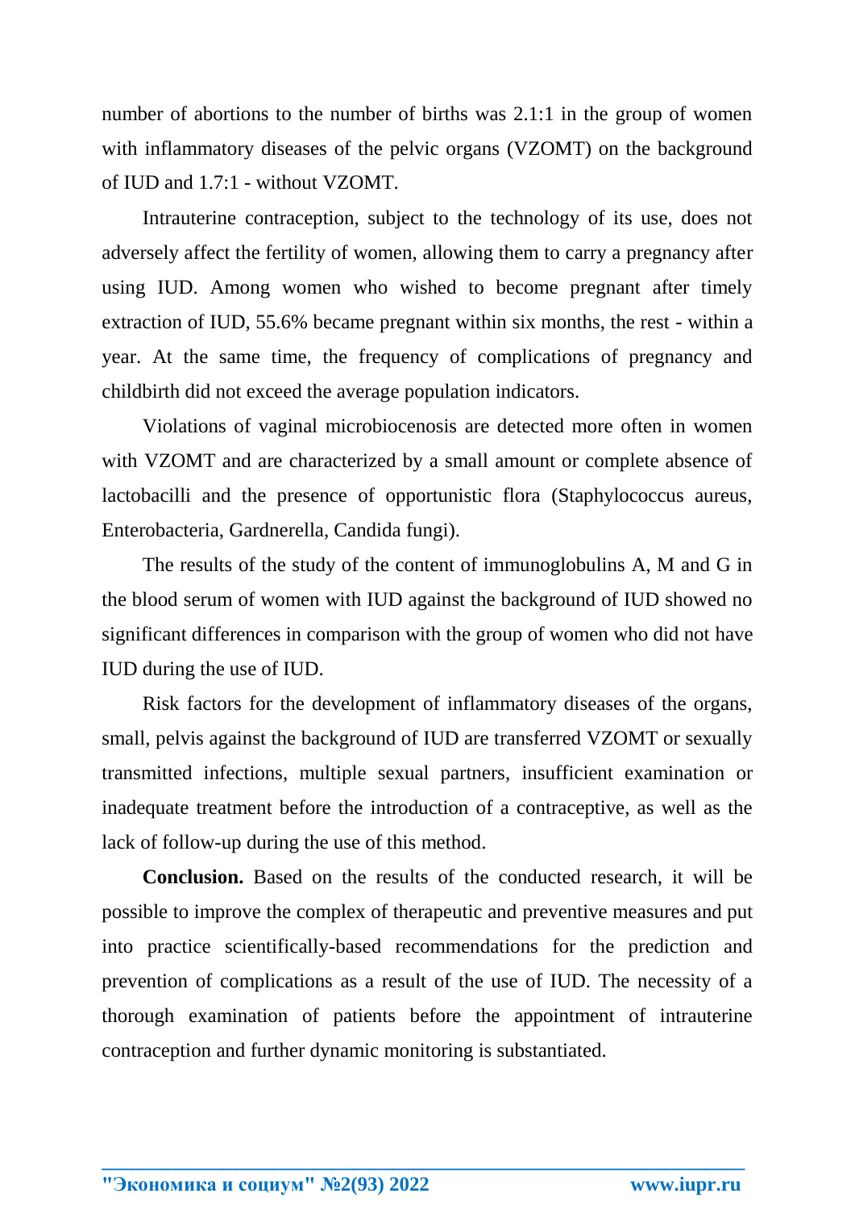number of abortions to the number of births was 2.1:1 in the group of women with inflammatory diseases of the pelvic organs (VZOMT) on the background of IUD and 1.7:1 - without VZOMT.

Intrauterine contraception, subject to the technology of its use, does not adversely affect the fertility of women, allowing them to carry a pregnancy after using IUD. Among women who wished to become pregnant after timely extraction of IUD, 55.6% became pregnant within six months, the rest - within a year. At the same time, the frequency of complications of pregnancy and childbirth did not exceed the average population indicators.

Violations of vaginal microbiocenosis are detected more often in women with VZOMT and are characterized by a small amount or complete absence of lactobacilli and the presence of opportunistic flora (Staphylococcus aureus, Enterobacteria, Gardnerella, Candida fungi).

The results of the study of the content of immunoglobulins A, M and G in the blood serum of women with IUD against the background of IUD showed no significant differences in comparison with the group of women who did not have IUD during the use of IUD.

Risk factors for the development of inflammatory diseases of the organs, small, pelvis against the background of IUD are transferred VZOMT or sexually transmitted infections, multiple sexual partners, insufficient examination or inadequate treatment before the introduction of a contraceptive, as well as the lack of follow-up during the use of this method.

**Conclusion.** Based on the results of the conducted research, it will be possible to improve the complex of therapeutic and preventive measures and put into practice scientifically-based recommendations for the prediction and prevention of complications as a result of the use of IUD. The necessity of a thorough examination of patients before the appointment of intrauterine contraception and further dynamic monitoring is substantiated.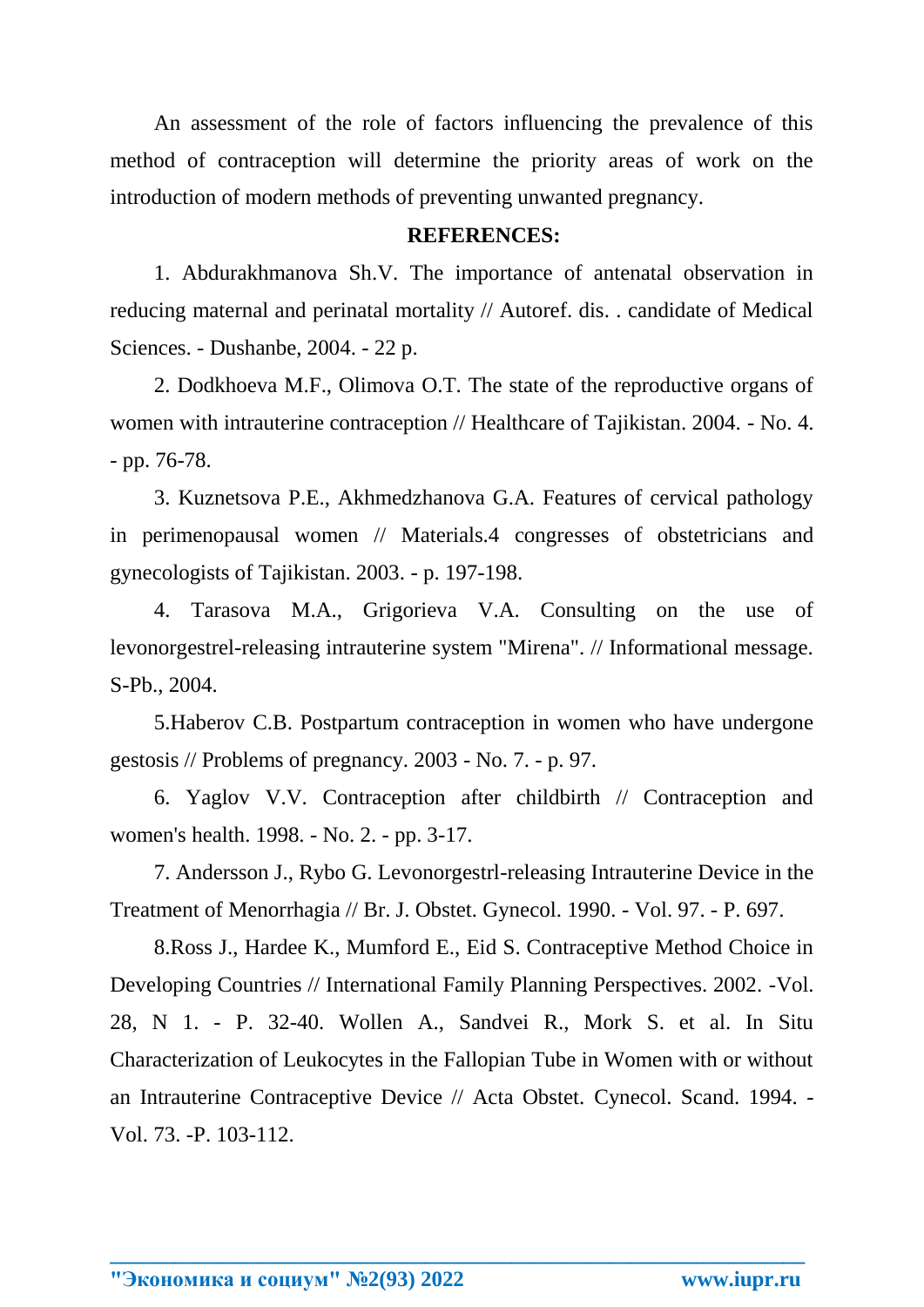An assessment of the role of factors influencing the prevalence of this method of contraception will determine the priority areas of work on the introduction of modern methods of preventing unwanted pregnancy.

**REFERENCES:**

1. Abdurakhmanova Sh.V. The importance of antenatal observation in reducing maternal and perinatal mortality // Autoref. dis. . candidate of Medical Sciences. - Dushanbe, 2004. - 22 p.

2. Dodkhoeva M.F., Olimova O.T. The state of the reproductive organs of women with intrauterine contraception // Healthcare of Tajikistan. 2004. - No. 4. - pp. 76-78.

3. Kuznetsova P.E., Akhmedzhanova G.A. Features of cervical pathology in perimenopausal women // Materials.4 congresses of obstetricians and gynecologists of Tajikistan. 2003. - p. 197-198.

4. Tarasova M.A., Grigorieva V.A. Consulting on the use of levonorgestrel-releasing intrauterine system "Mirena". // Informational message. S-Pb., 2004.

5.Haberov C.B. Postpartum contraception in women who have undergone gestosis // Problems of pregnancy. 2003 - No. 7. - p. 97.

6. Yaglov V.V. Contraception after childbirth // Contraception and women's health. 1998. - No. 2. - pp. 3-17.

7. Andersson J., Rybo G. Levonorgestrl-releasing Intrauterine Device in the Treatment of Menorrhagia // Br. J. Obstet. Gynecol. 1990. - Vol. 97. - P. 697.

8.Ross J., Hardee K., Mumford E., Eid S. Contraceptive Method Choice in Developing Countries // International Family Planning Perspectives. 2002. -Vol. 28, N 1. - P. 32-40. Wollen A., Sandvei R., Mork S. et al. In Situ Characterization of Leukocytes in the Fallopian Tube in Women with or without an Intrauterine Contraceptive Device // Acta Obstet. Cynecol. Scand. 1994. - Vol. 73. -P. 103-112.